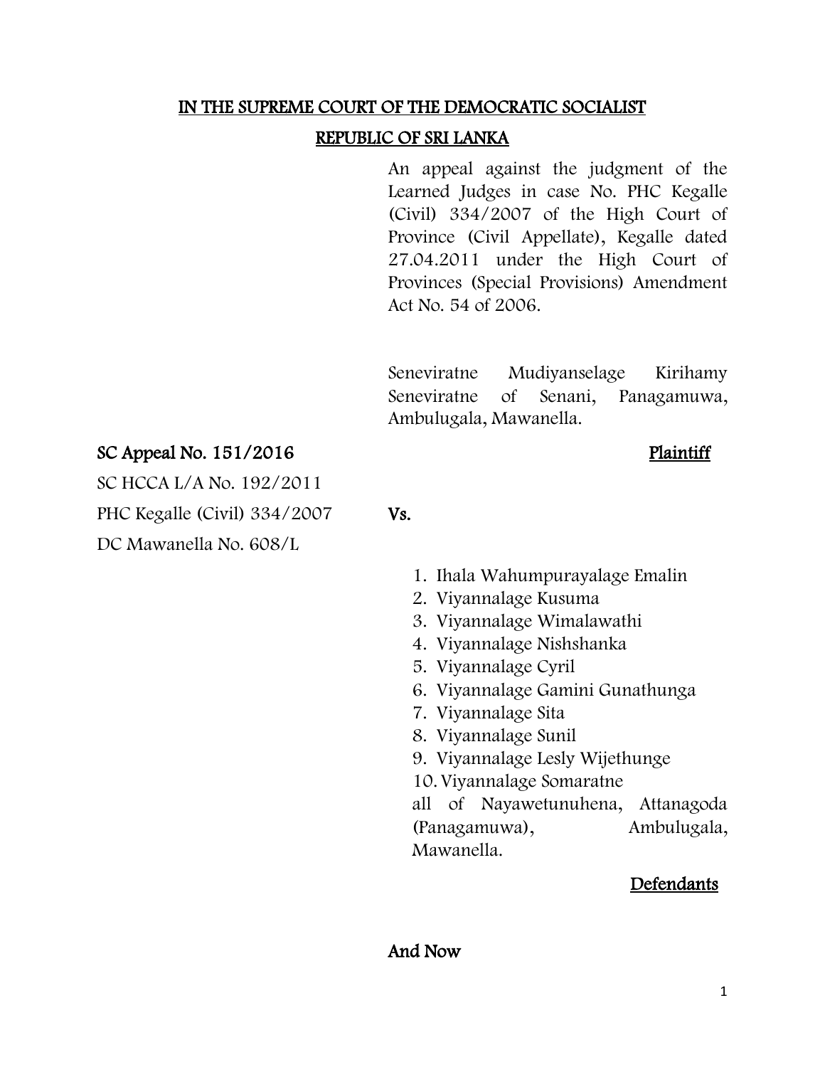# IN THE SUPREME COURT OF THE DEMOCRATIC SOCIALIST REPUBLIC OF SRI LANKA

An appeal against the judgment of the Learned Judges in case No. PHC Kegalle (Civil) 334/2007 of the High Court of Province (Civil Appellate), Kegalle dated 27.04.2011 under the High Court of Provinces (Special Provisions) Amendment Act No. 54 of 2006.

Seneviratne Mudiyanselage Kirihamy Seneviratne of Senani, Panagamuwa, Ambulugala, Mawanella.

**SC Appeal No. 151/2016**

SC HCCA L/A No. 192/2011

PHC Kegalle (Civil) 334/2007

DC Mawanella No. 608/L

**Plaintiff**

**Vs.**

1. Ihala Wahumpurayalage Emalin
2. Viyannalage Kusuma
3. Viyannalage Wimalawathi
4. Viyannalage Nishshanka
5. Viyannalage Cyril
6. Viyannalage Gamini Gunathunga
7. Viyannalage Sita
8. Viyannalage Sunil
9. Viyannalage Lesly Wijethunge
10. Viyannalage Somaratne

all of Nayawetunuhena, Attanagoda (Panagamuwa), Ambulugala, Mawanella.

**Defendants**

**And Now**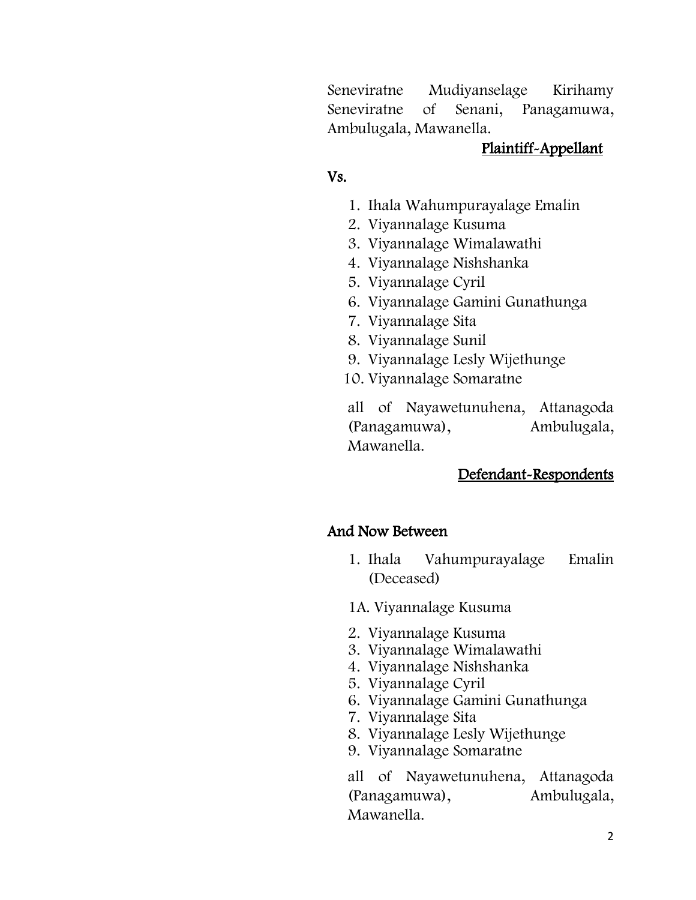Seneviratne Mudiyanselage Kirihamy Seneviratne of Senani, Panagamuwa, Ambulugala, Mawanella.

**Plaintiff-Appellant**

**Vs.**

1. Ihala Wahumpurayalage Emalin
2. Viyannalage Kusuma
3. Viyannalage Wimalawathi
4. Viyannalage Nishshanka
5. Viyannalage Cyril
6. Viyannalage Gamini Gunathunga
7. Viyannalage Sita
8. Viyannalage Sunil
9. Viyannalage Lesly Wijethunge
10. Viyannalage Somaratne

all of Nayawetunuhena, Attanagoda (Panagamuwa), Ambulugala, Mawanella.

**Defendant-Respondents**

**And Now Between**

1. Ihala Vahumpurayalage Emalin (Deceased)

1A. Viyannalage Kusuma

2. Viyannalage Kusuma
3. Viyannalage Wimalawathi
4. Viyannalage Nishshanka
5. Viyannalage Cyril
6. Viyannalage Gamini Gunathunga
7. Viyannalage Sita
8. Viyannalage Lesly Wijethunge
9. Viyannalage Somaratne

all of Nayawetunuhena, Attanagoda (Panagamuwa), Ambulugala, Mawanella.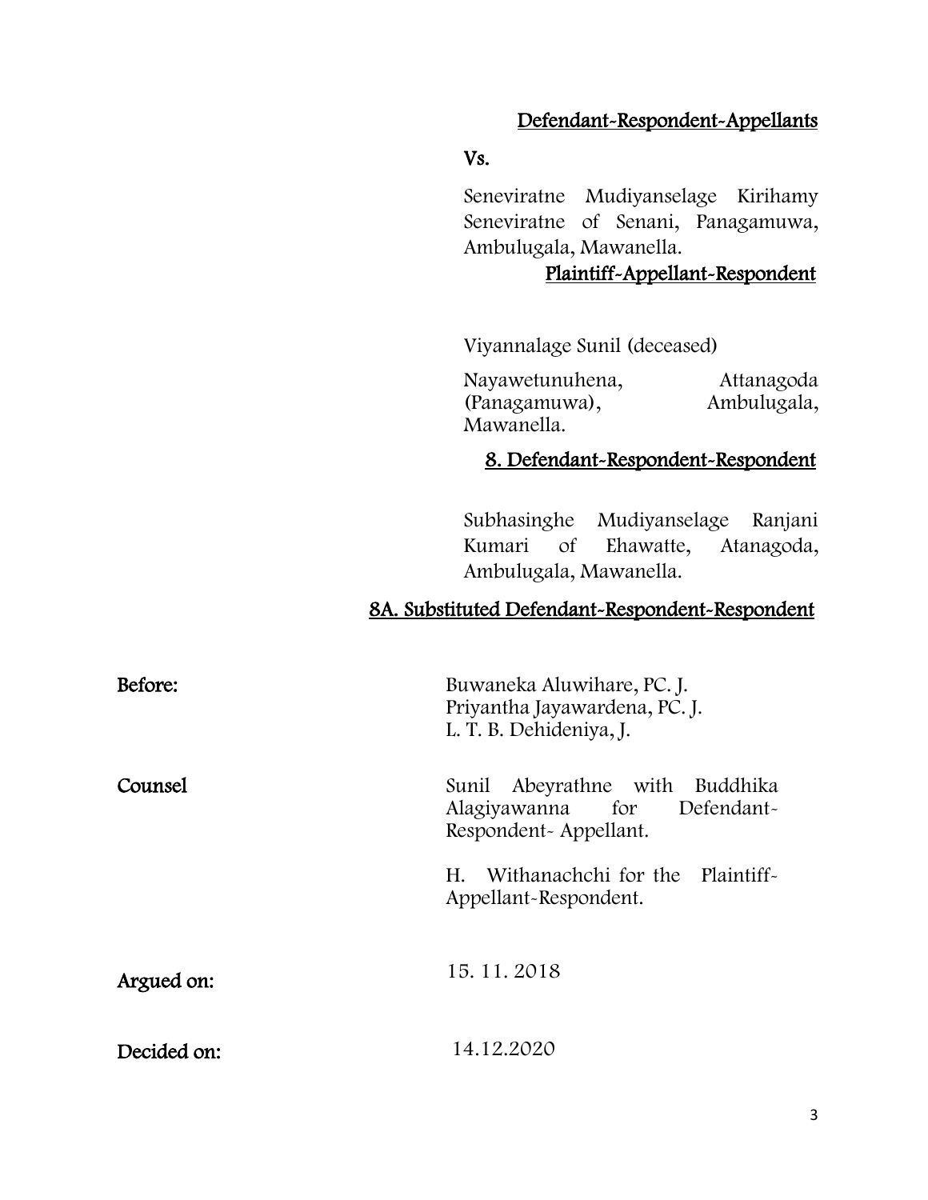**Defendant-Respondent-Appellants**

**Vs.**

Seneviratne Mudiyanselage Kirihamy Seneviratne of Senani, Panagamuwa, Ambulugala, Mawanella.

**Plaintiff-Appellant-Respondent**

Viyannalage Sunil (deceased)

Nayawetunuhena, Attanagoda (Panagamuwa), Ambulugala, Mawanella.

**8. Defendant-Respondent-Respondent**

Subhasinghe Mudiyanselage Ranjani Kumari of Ehawatte, Atanagoda, Ambulugala, Mawanella.

**8A. Substituted Defendant-Respondent-Respondent**

**Before:** Buwaneka Aluwihare, PC. J.
Priyantha Jayawardena, PC. J.
L. T. B. Dehideniya, J.

**Counsel** Sunil Abeyrathne with Buddhika Alagiyawanna for Defendant-Respondent- Appellant.

H. Withanachchi for the Plaintiff-Appellant-Respondent.

**Argued on:** 15. 11. 2018

**Decided on:** 14.12.2020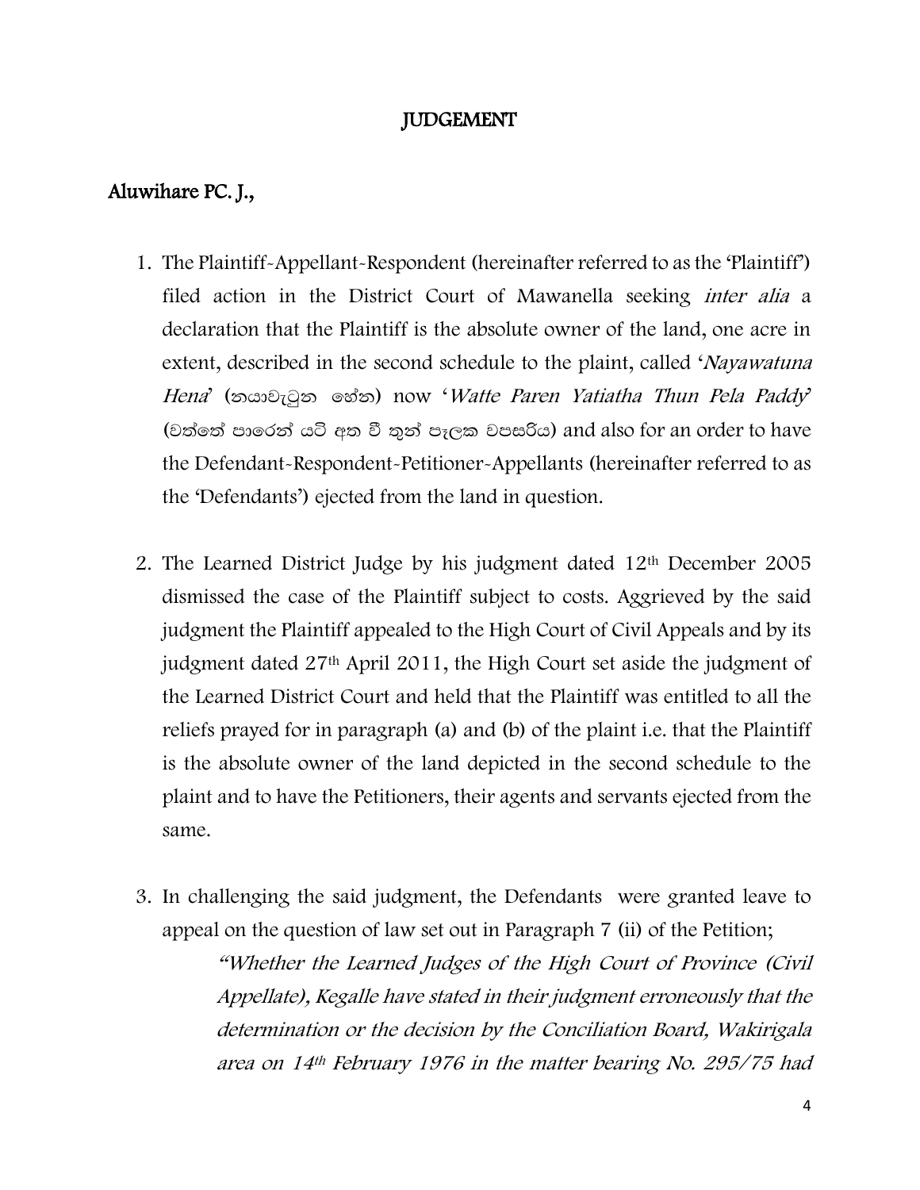# JUDGEMENT

## Aluwihare PC. J.,

1. The Plaintiff-Appellant-Respondent (hereinafter referred to as the 'Plaintiff') filed action in the District Court of Mawanella seeking *inter alia* a declaration that the Plaintiff is the absolute owner of the land, one acre in extent, described in the second schedule to the plaint, called '*Nayawatuna Hena*' (නයාවැටුන හේන) now '*Watte Paren Yatiatha Thun Pela Paddy*' (වත්තේ පාරෙන් යටි අත වී තුන් පැලක වපසරිය) and also for an order to have the Defendant-Respondent-Petitioner-Appellants (hereinafter referred to as the 'Defendants') ejected from the land in question.

2. The Learned District Judge by his judgment dated 12th December 2005 dismissed the case of the Plaintiff subject to costs. Aggrieved by the said judgment the Plaintiff appealed to the High Court of Civil Appeals and by its judgment dated 27th April 2011, the High Court set aside the judgment of the Learned District Court and held that the Plaintiff was entitled to all the reliefs prayed for in paragraph (a) and (b) of the plaint i.e. that the Plaintiff is the absolute owner of the land depicted in the second schedule to the plaint and to have the Petitioners, their agents and servants ejected from the same.

3. In challenging the said judgment, the Defendants were granted leave to appeal on the question of law set out in Paragraph 7 (ii) of the Petition;

   *"Whether the Learned Judges of the High Court of Province (Civil Appellate), Kegalle have stated in their judgment erroneously that the determination or the decision by the Conciliation Board, Wakirigala area on 14th February 1976 in the matter bearing No. 295/75 had*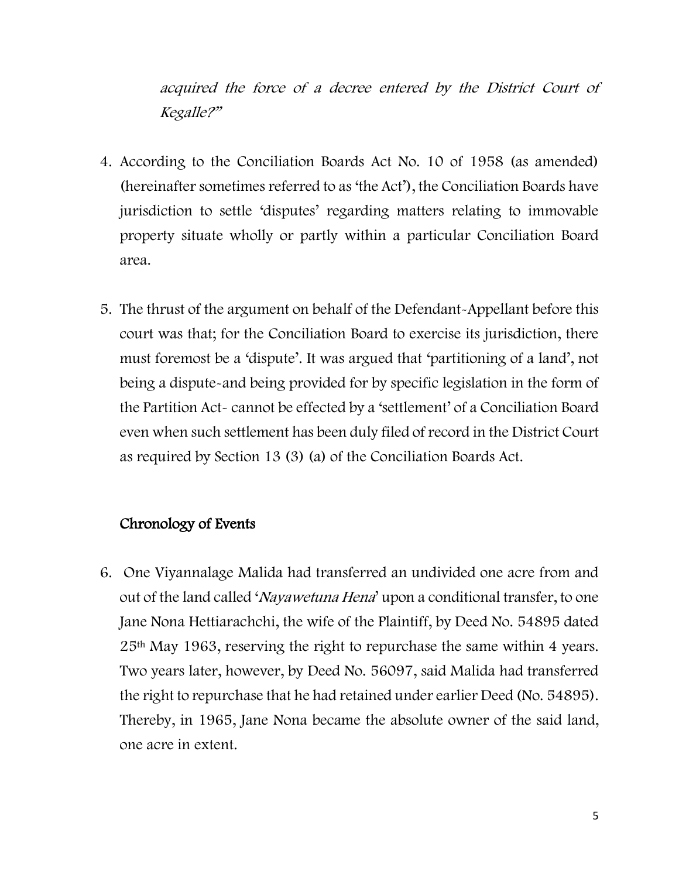*acquired the force of a decree entered by the District Court of Kegalle?"*

4. According to the Conciliation Boards Act No. 10 of 1958 (as amended) (hereinafter sometimes referred to as 'the Act'), the Conciliation Boards have jurisdiction to settle 'disputes' regarding matters relating to immovable property situate wholly or partly within a particular Conciliation Board area.

5. The thrust of the argument on behalf of the Defendant-Appellant before this court was that; for the Conciliation Board to exercise its jurisdiction, there must foremost be a 'dispute'. It was argued that 'partitioning of a land', not being a dispute-and being provided for by specific legislation in the form of the Partition Act- cannot be effected by a 'settlement' of a Conciliation Board even when such settlement has been duly filed of record in the District Court as required by Section 13 (3) (a) of the Conciliation Boards Act.

## Chronology of Events

6. One Viyannalage Malida had transferred an undivided one acre from and out of the land called '*Nayawetuna Hena*' upon a conditional transfer, to one Jane Nona Hettiarachchi, the wife of the Plaintiff, by Deed No. 54895 dated 25th May 1963, reserving the right to repurchase the same within 4 years. Two years later, however, by Deed No. 56097, said Malida had transferred the right to repurchase that he had retained under earlier Deed (No. 54895). Thereby, in 1965, Jane Nona became the absolute owner of the said land, one acre in extent.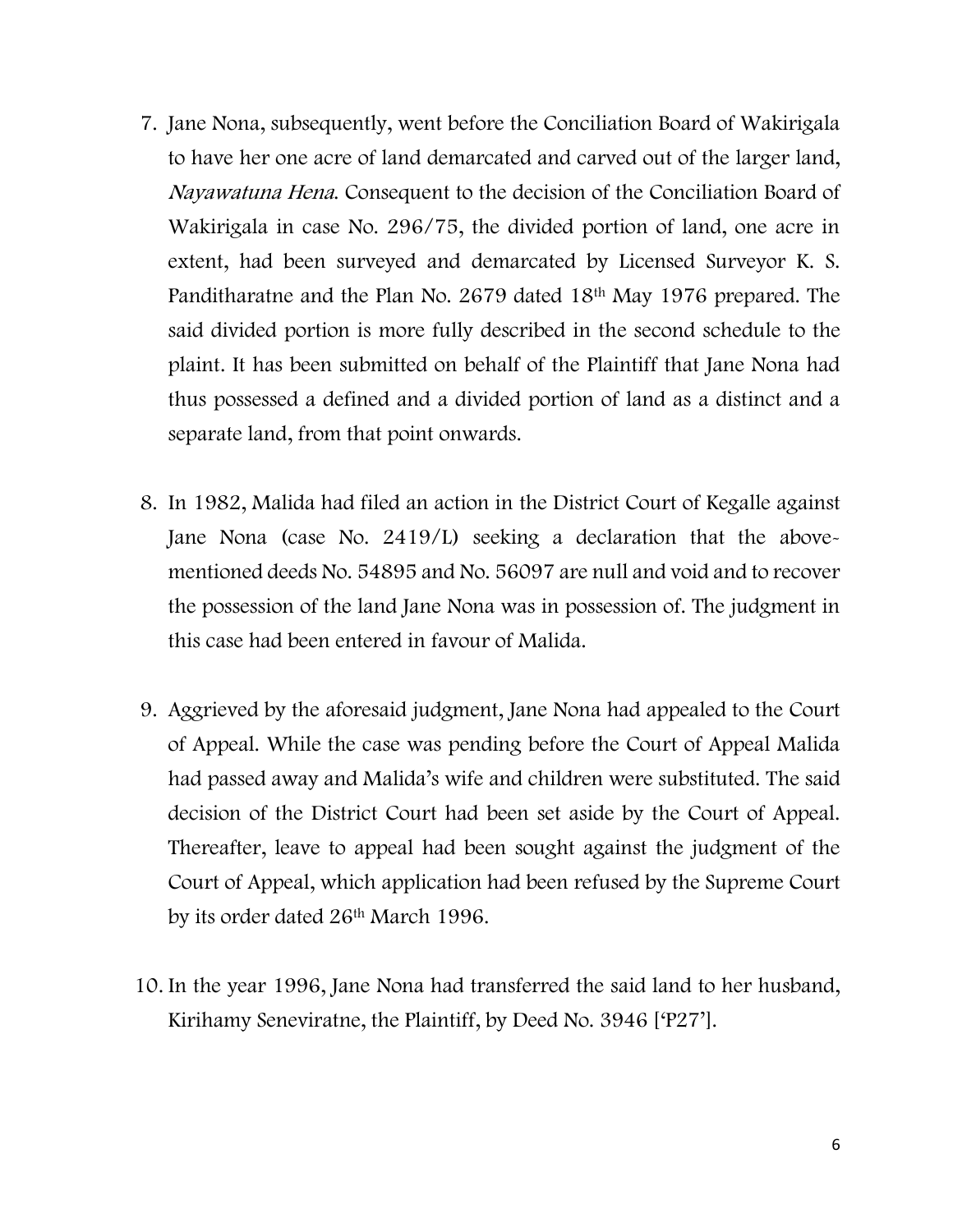7. Jane Nona, subsequently, went before the Conciliation Board of Wakirigala to have her one acre of land demarcated and carved out of the larger land, *Nayawatuna Hena*. Consequent to the decision of the Conciliation Board of Wakirigala in case No. 296/75, the divided portion of land, one acre in extent, had been surveyed and demarcated by Licensed Surveyor K. S. Panditharatne and the Plan No. 2679 dated 18th May 1976 prepared. The said divided portion is more fully described in the second schedule to the plaint. It has been submitted on behalf of the Plaintiff that Jane Nona had thus possessed a defined and a divided portion of land as a distinct and a separate land, from that point onwards.

8. In 1982, Malida had filed an action in the District Court of Kegalle against Jane Nona (case No. 2419/L) seeking a declaration that the above-mentioned deeds No. 54895 and No. 56097 are null and void and to recover the possession of the land Jane Nona was in possession of. The judgment in this case had been entered in favour of Malida.

9. Aggrieved by the aforesaid judgment, Jane Nona had appealed to the Court of Appeal. While the case was pending before the Court of Appeal Malida had passed away and Malida's wife and children were substituted. The said decision of the District Court had been set aside by the Court of Appeal. Thereafter, leave to appeal had been sought against the judgment of the Court of Appeal, which application had been refused by the Supreme Court by its order dated 26th March 1996.

10. In the year 1996, Jane Nona had transferred the said land to her husband, Kirihamy Seneviratne, the Plaintiff, by Deed No. 3946 ['P27'].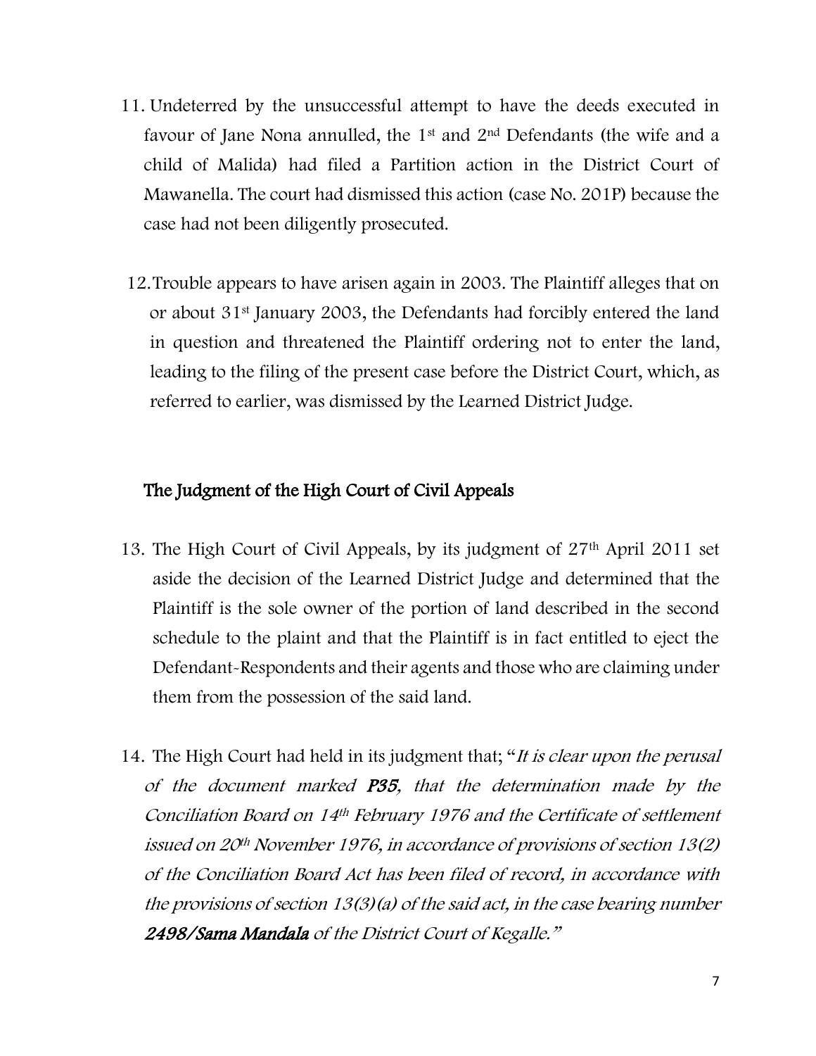11. Undeterred by the unsuccessful attempt to have the deeds executed in favour of Jane Nona annulled, the 1st and 2nd Defendants (the wife and a child of Malida) had filed a Partition action in the District Court of Mawanella. The court had dismissed this action (case No. 201P) because the case had not been diligently prosecuted.

12. Trouble appears to have arisen again in 2003. The Plaintiff alleges that on or about 31st January 2003, the Defendants had forcibly entered the land in question and threatened the Plaintiff ordering not to enter the land, leading to the filing of the present case before the District Court, which, as referred to earlier, was dismissed by the Learned District Judge.

## The Judgment of the High Court of Civil Appeals

13. The High Court of Civil Appeals, by its judgment of 27th April 2011 set aside the decision of the Learned District Judge and determined that the Plaintiff is the sole owner of the portion of land described in the second schedule to the plaint and that the Plaintiff is in fact entitled to eject the Defendant-Respondents and their agents and those who are claiming under them from the possession of the said land.

14. The High Court had held in its judgment that; "*It is clear upon the perusal of the document marked **P35**, that the determination made by the Conciliation Board on 14th February 1976 and the Certificate of settlement issued on 20th November 1976, in accordance of provisions of section 13(2) of the Conciliation Board Act has been filed of record, in accordance with the provisions of section 13(3)(a) of the said act, in the case bearing number **2498/Sama Mandala** of the District Court of Kegalle.*"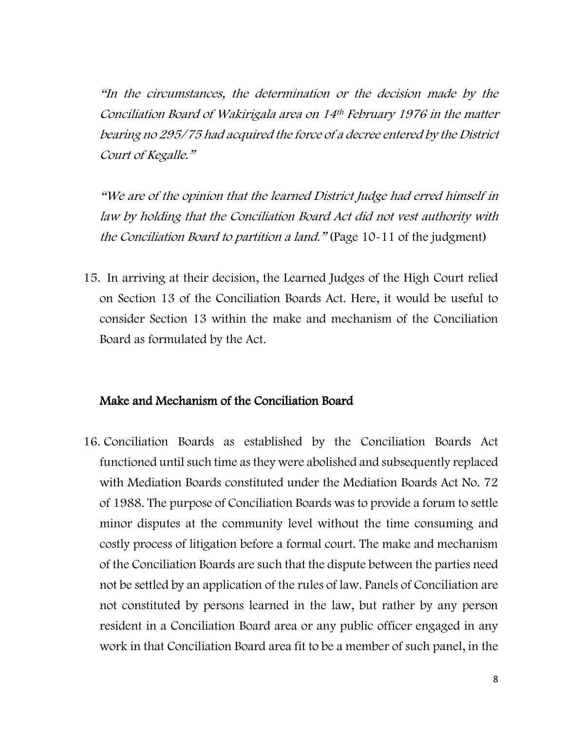*"In the circumstances, the determination or the decision made by the Conciliation Board of Wakirigala area on 14th February 1976 in the matter bearing no 295/75 had acquired the force of a decree entered by the District Court of Kegalle."*

*"We are of the opinion that the learned District Judge had erred himself in law by holding that the Conciliation Board Act did not vest authority with the Conciliation Board to partition a land."* (Page 10-11 of the judgment)

15. In arriving at their decision, the Learned Judges of the High Court relied on Section 13 of the Conciliation Boards Act. Here, it would be useful to consider Section 13 within the make and mechanism of the Conciliation Board as formulated by the Act.

## Make and Mechanism of the Conciliation Board

16. Conciliation Boards as established by the Conciliation Boards Act functioned until such time as they were abolished and subsequently replaced with Mediation Boards constituted under the Mediation Boards Act No. 72 of 1988. The purpose of Conciliation Boards was to provide a forum to settle minor disputes at the community level without the time consuming and costly process of litigation before a formal court. The make and mechanism of the Conciliation Boards are such that the dispute between the parties need not be settled by an application of the rules of law. Panels of Conciliation are not constituted by persons learned in the law, but rather by any person resident in a Conciliation Board area or any public officer engaged in any work in that Conciliation Board area fit to be a member of such panel, in the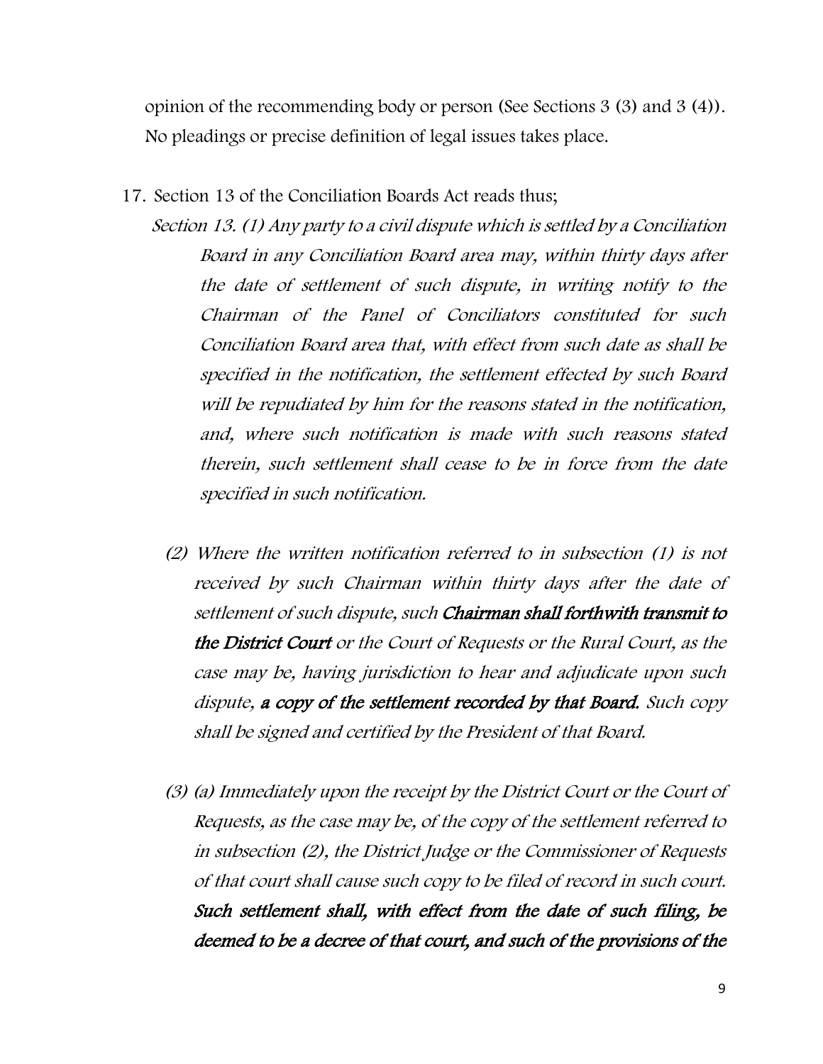opinion of the recommending body or person (See Sections 3 (3) and 3 (4)). No pleadings or precise definition of legal issues takes place.

17. Section 13 of the Conciliation Boards Act reads thus;

*Section 13. (1) Any party to a civil dispute which is settled by a Conciliation Board in any Conciliation Board area may, within thirty days after the date of settlement of such dispute, in writing notify to the Chairman of the Panel of Conciliators constituted for such Conciliation Board area that, with effect from such date as shall be specified in the notification, the settlement effected by such Board will be repudiated by him for the reasons stated in the notification, and, where such notification is made with such reasons stated therein, such settlement shall cease to be in force from the date specified in such notification.*

*(2) Where the written notification referred to in subsection (1) is not received by such Chairman within thirty days after the date of settlement of such dispute, such **Chairman shall forthwith transmit to the District Court** or the Court of Requests or the Rural Court, as the case may be, having jurisdiction to hear and adjudicate upon such dispute, **a copy of the settlement recorded by that Board.** Such copy shall be signed and certified by the President of that Board.*

*(3) (a) Immediately upon the receipt by the District Court or the Court of Requests, as the case may be, of the copy of the settlement referred to in subsection (2), the District Judge or the Commissioner of Requests of that court shall cause such copy to be filed of record in such court. **Such settlement shall, with effect from the date of such filing, be deemed to be a decree of that court, and such of the provisions of the***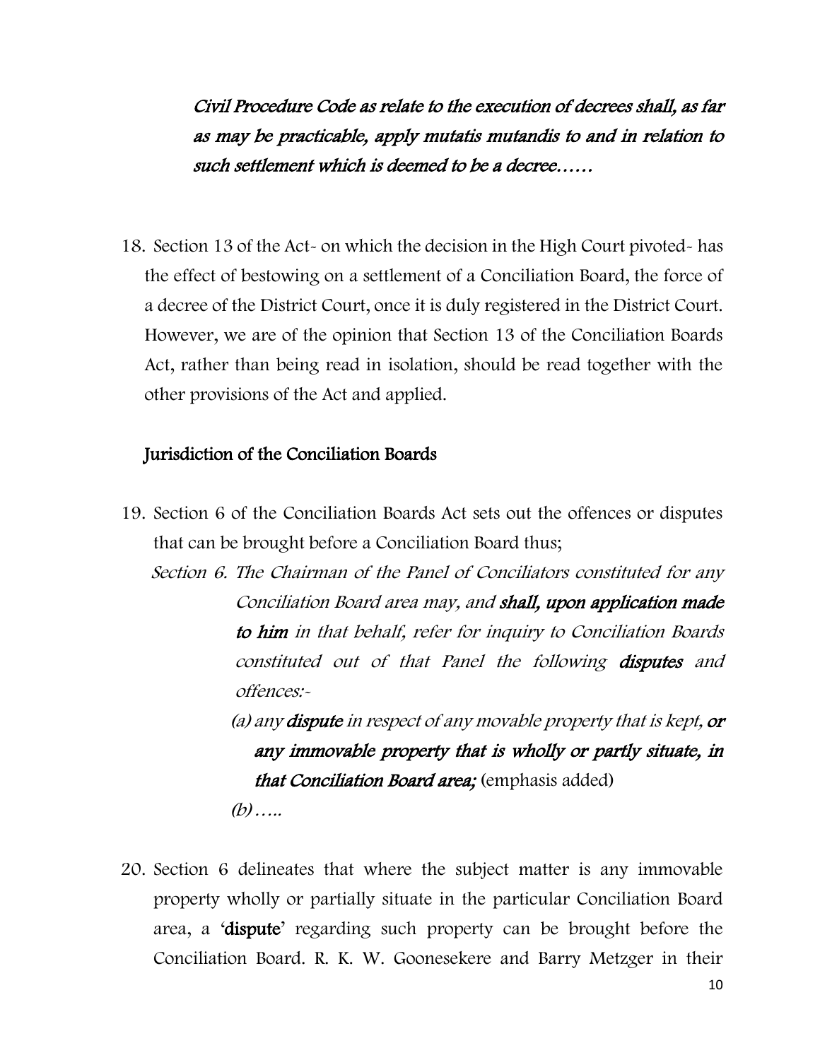*Civil Procedure Code as relate to the execution of decrees shall, as far as may be practicable, apply mutatis mutandis to and in relation to such settlement which is deemed to be a decree……*

18. Section 13 of the Act- on which the decision in the High Court pivoted- has the effect of bestowing on a settlement of a Conciliation Board, the force of a decree of the District Court, once it is duly registered in the District Court. However, we are of the opinion that Section 13 of the Conciliation Boards Act, rather than being read in isolation, should be read together with the other provisions of the Act and applied.

**Jurisdiction of the Conciliation Boards**

19. Section 6 of the Conciliation Boards Act sets out the offences or disputes that can be brought before a Conciliation Board thus;

*Section 6. The Chairman of the Panel of Conciliators constituted for any Conciliation Board area may, and* ***shall, upon application made to him*** *in that behalf, refer for inquiry to Conciliation Boards constituted out of that Panel the following* ***disputes*** *and offences:-*

*(a) any* ***dispute*** *in respect of any movable property that is kept,* ***or any immovable property that is wholly or partly situate, in that Conciliation Board area;*** (emphasis added)

*(b)…..*

20. Section 6 delineates that where the subject matter is any immovable property wholly or partially situate in the particular Conciliation Board area, a '**dispute**' regarding such property can be brought before the Conciliation Board. R. K. W. Goonesekere and Barry Metzger in their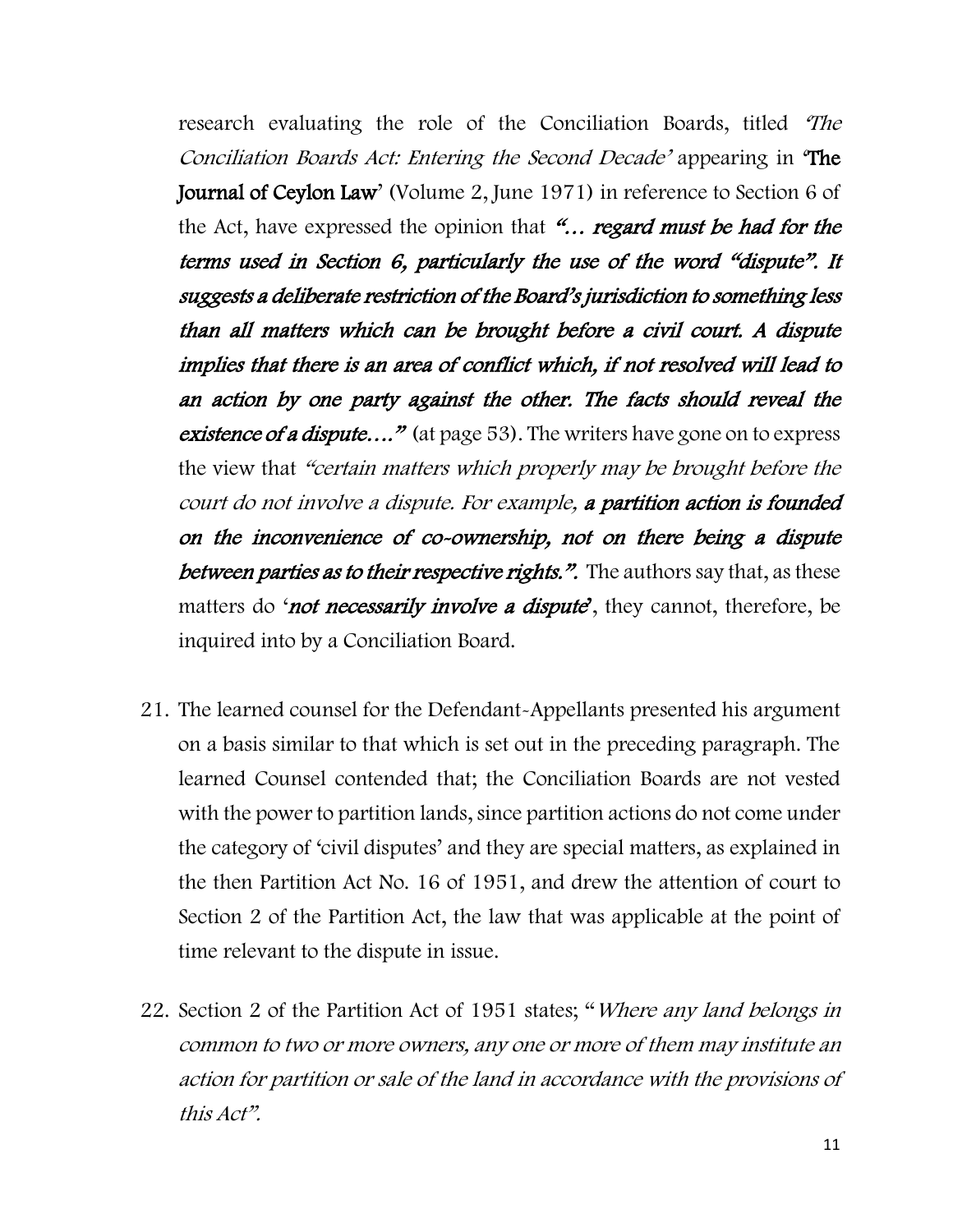research evaluating the role of the Conciliation Boards, titled *'The Conciliation Boards Act: Entering the Second Decade'* appearing in **'The Journal of Ceylon Law'** (Volume 2, June 1971) in reference to Section 6 of the Act, have expressed the opinion that ***"... regard must be had for the terms used in Section 6, particularly the use of the word "dispute". It suggests a deliberate restriction of the Board's jurisdiction to something less than all matters which can be brought before a civil court. A dispute implies that there is an area of conflict which, if not resolved will lead to an action by one party against the other. The facts should reveal the existence of a dispute...."*** (at page 53). The writers have gone on to express the view that *"certain matters which properly may be brought before the court do not involve a dispute. For example,* ***a partition action is founded on the inconvenience of co-ownership, not on there being a dispute between parties as to their respective rights.".*** The authors say that, as these matters do '***not necessarily involve a dispute***', they cannot, therefore, be inquired into by a Conciliation Board.

21. The learned counsel for the Defendant-Appellants presented his argument on a basis similar to that which is set out in the preceding paragraph. The learned Counsel contended that; the Conciliation Boards are not vested with the power to partition lands, since partition actions do not come under the category of 'civil disputes' and they are special matters, as explained in the then Partition Act No. 16 of 1951, and drew the attention of court to Section 2 of the Partition Act, the law that was applicable at the point of time relevant to the dispute in issue.

22. Section 2 of the Partition Act of 1951 states; "*Where any land belongs in common to two or more owners, any one or more of them may institute an action for partition or sale of the land in accordance with the provisions of this Act".*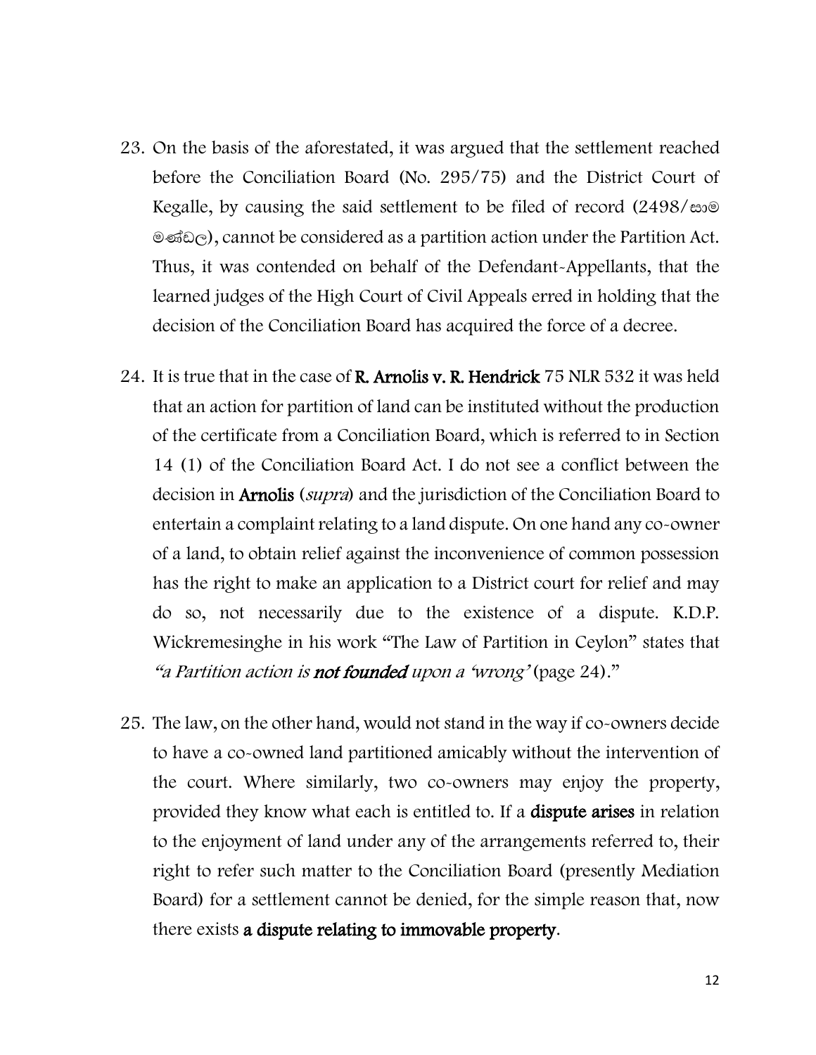23. On the basis of the aforestated, it was argued that the settlement reached before the Conciliation Board (No. 295/75) and the District Court of Kegalle, by causing the said settlement to be filed of record (2498/සාම මණ්ඩල), cannot be considered as a partition action under the Partition Act. Thus, it was contended on behalf of the Defendant-Appellants, that the learned judges of the High Court of Civil Appeals erred in holding that the decision of the Conciliation Board has acquired the force of a decree.

24. It is true that in the case of **R. Arnolis v. R. Hendrick** 75 NLR 532 it was held that an action for partition of land can be instituted without the production of the certificate from a Conciliation Board, which is referred to in Section 14 (1) of the Conciliation Board Act. I do not see a conflict between the decision in **Arnolis** (*supra*) and the jurisdiction of the Conciliation Board to entertain a complaint relating to a land dispute. On one hand any co-owner of a land, to obtain relief against the inconvenience of common possession has the right to make an application to a District court for relief and may do so, not necessarily due to the existence of a dispute. K.D.P. Wickremesinghe in his work "The Law of Partition in Ceylon" states that *"a Partition action is* ***not founded*** *upon a 'wrong'* (page 24)."

25. The law, on the other hand, would not stand in the way if co-owners decide to have a co-owned land partitioned amicably without the intervention of the court. Where similarly, two co-owners may enjoy the property, provided they know what each is entitled to. If a **dispute arises** in relation to the enjoyment of land under any of the arrangements referred to, their right to refer such matter to the Conciliation Board (presently Mediation Board) for a settlement cannot be denied, for the simple reason that, now there exists **a dispute relating to immovable property**.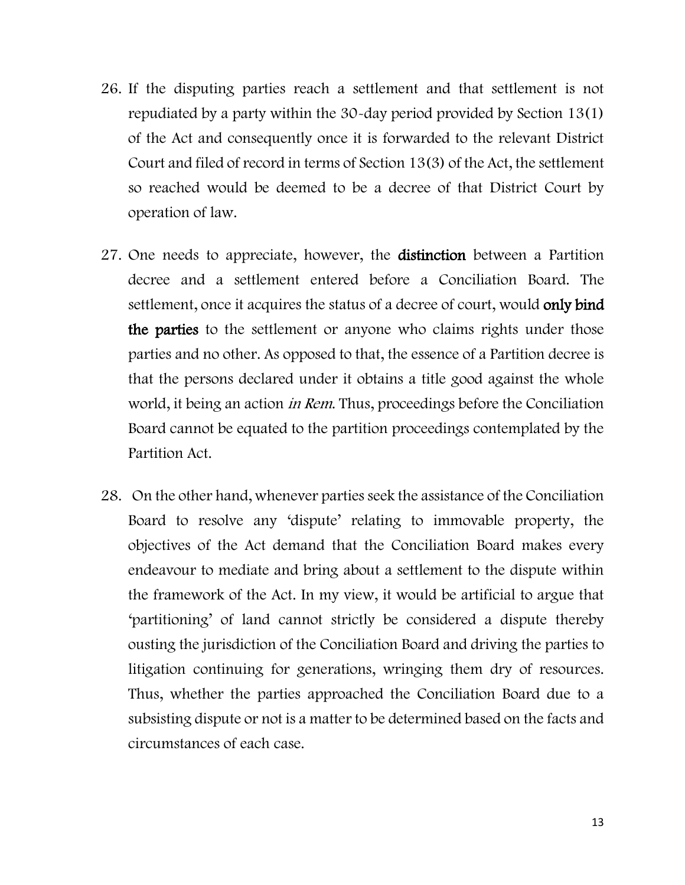26. If the disputing parties reach a settlement and that settlement is not repudiated by a party within the 30-day period provided by Section 13(1) of the Act and consequently once it is forwarded to the relevant District Court and filed of record in terms of Section 13(3) of the Act, the settlement so reached would be deemed to be a decree of that District Court by operation of law.

27. One needs to appreciate, however, the **distinction** between a Partition decree and a settlement entered before a Conciliation Board. The settlement, once it acquires the status of a decree of court, would **only bind the parties** to the settlement or anyone who claims rights under those parties and no other. As opposed to that, the essence of a Partition decree is that the persons declared under it obtains a title good against the whole world, it being an action *in Rem*. Thus, proceedings before the Conciliation Board cannot be equated to the partition proceedings contemplated by the Partition Act.

28. On the other hand, whenever parties seek the assistance of the Conciliation Board to resolve any 'dispute' relating to immovable property, the objectives of the Act demand that the Conciliation Board makes every endeavour to mediate and bring about a settlement to the dispute within the framework of the Act. In my view, it would be artificial to argue that 'partitioning' of land cannot strictly be considered a dispute thereby ousting the jurisdiction of the Conciliation Board and driving the parties to litigation continuing for generations, wringing them dry of resources. Thus, whether the parties approached the Conciliation Board due to a subsisting dispute or not is a matter to be determined based on the facts and circumstances of each case.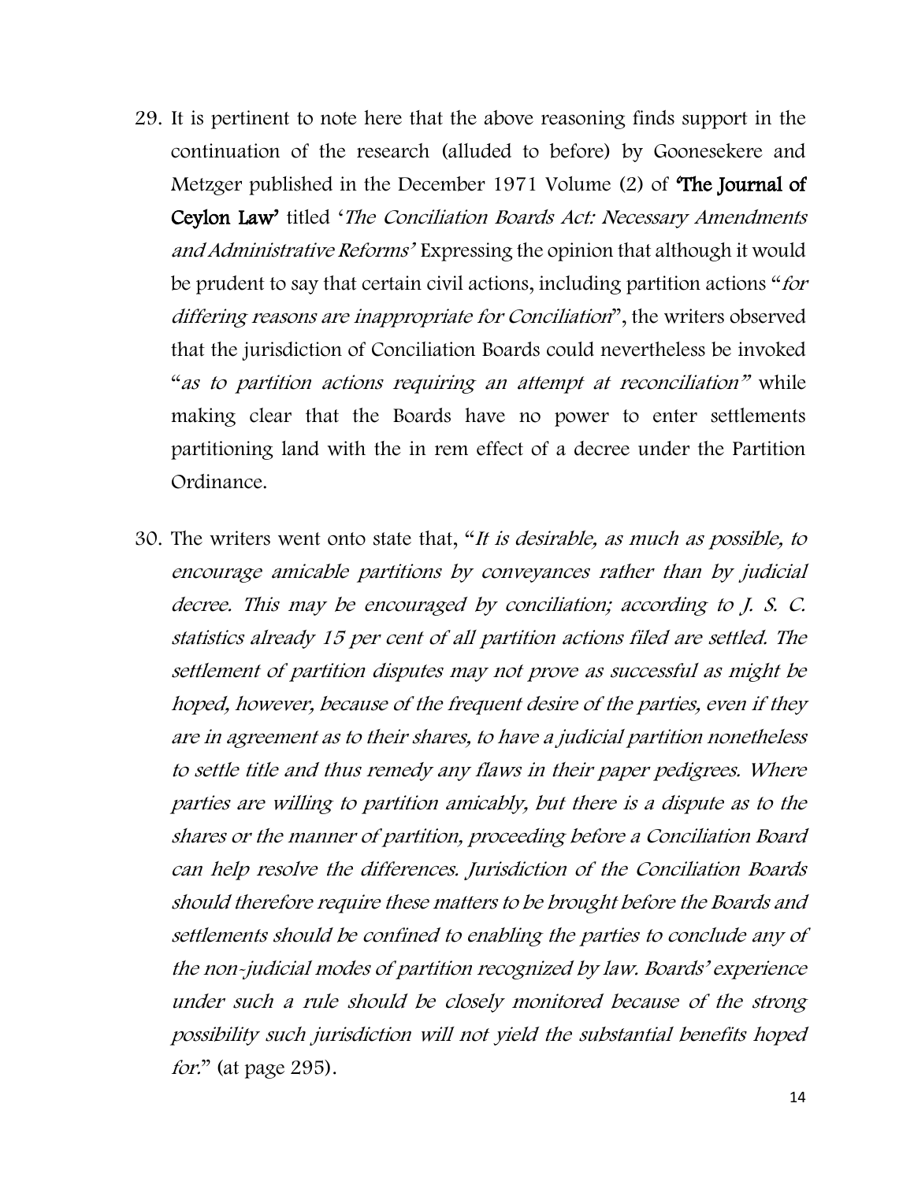29. It is pertinent to note here that the above reasoning finds support in the continuation of the research (alluded to before) by Goonesekere and Metzger published in the December 1971 Volume (2) of **'The Journal of Ceylon Law'** titled '*The Conciliation Boards Act: Necessary Amendments and Administrative Reforms'* Expressing the opinion that although it would be prudent to say that certain civil actions, including partition actions "*for differing reasons are inappropriate for Conciliation*", the writers observed that the jurisdiction of Conciliation Boards could nevertheless be invoked "*as to partition actions requiring an attempt at reconciliation"* while making clear that the Boards have no power to enter settlements partitioning land with the in rem effect of a decree under the Partition Ordinance.

30. The writers went onto state that, "*It is desirable, as much as possible, to encourage amicable partitions by conveyances rather than by judicial decree. This may be encouraged by conciliation; according to J. S. C. statistics already 15 per cent of all partition actions filed are settled. The settlement of partition disputes may not prove as successful as might be hoped, however, because of the frequent desire of the parties, even if they are in agreement as to their shares, to have a judicial partition nonetheless to settle title and thus remedy any flaws in their paper pedigrees. Where parties are willing to partition amicably, but there is a dispute as to the shares or the manner of partition, proceeding before a Conciliation Board can help resolve the differences. Jurisdiction of the Conciliation Boards should therefore require these matters to be brought before the Boards and settlements should be confined to enabling the parties to conclude any of the non-judicial modes of partition recognized by law. Boards' experience under such a rule should be closely monitored because of the strong possibility such jurisdiction will not yield the substantial benefits hoped for.*" (at page 295).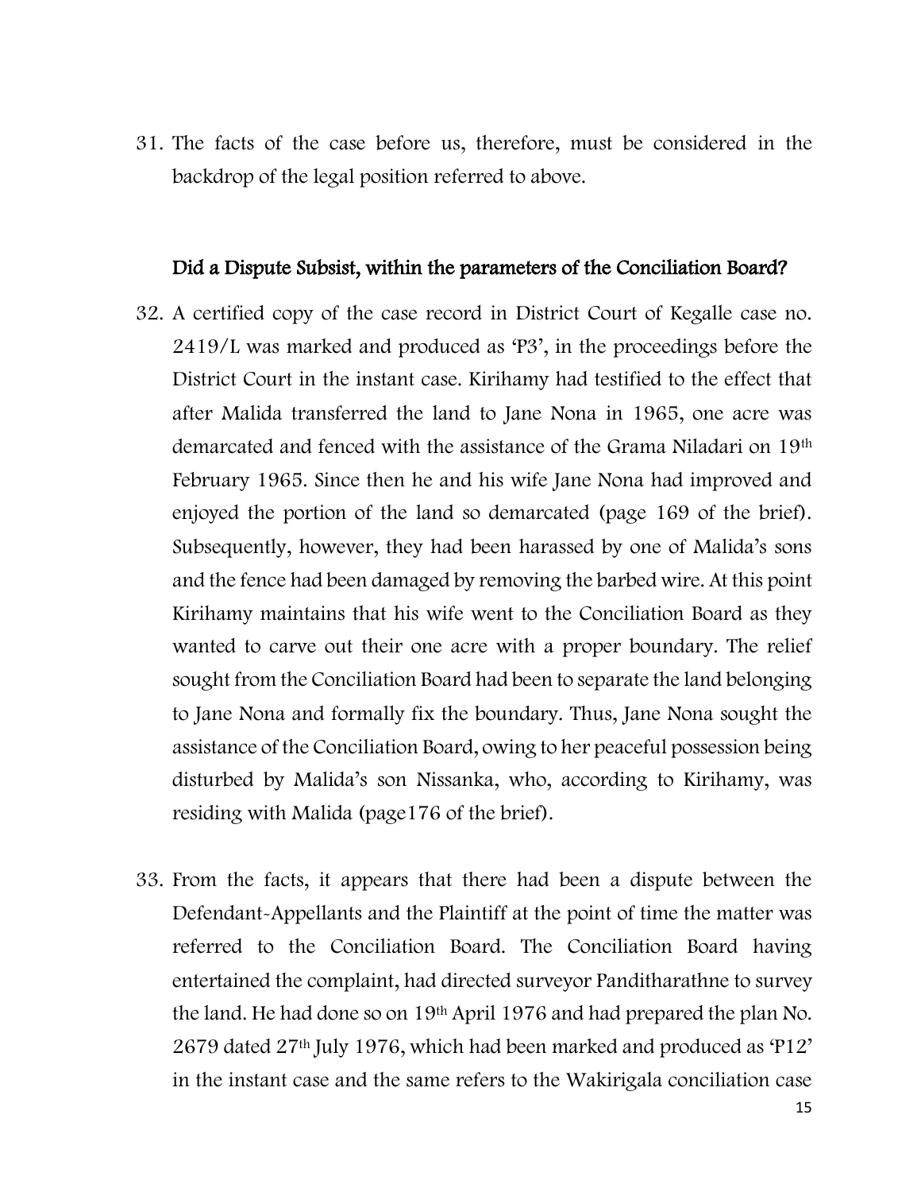31. The facts of the case before us, therefore, must be considered in the backdrop of the legal position referred to above.

### Did a Dispute Subsist, within the parameters of the Conciliation Board?

32. A certified copy of the case record in District Court of Kegalle case no. 2419/L was marked and produced as 'P3', in the proceedings before the District Court in the instant case. Kirihamy had testified to the effect that after Malida transferred the land to Jane Nona in 1965, one acre was demarcated and fenced with the assistance of the Grama Niladari on 19th February 1965. Since then he and his wife Jane Nona had improved and enjoyed the portion of the land so demarcated (page 169 of the brief). Subsequently, however, they had been harassed by one of Malida's sons and the fence had been damaged by removing the barbed wire. At this point Kirihamy maintains that his wife went to the Conciliation Board as they wanted to carve out their one acre with a proper boundary. The relief sought from the Conciliation Board had been to separate the land belonging to Jane Nona and formally fix the boundary. Thus, Jane Nona sought the assistance of the Conciliation Board, owing to her peaceful possession being disturbed by Malida's son Nissanka, who, according to Kirihamy, was residing with Malida (page176 of the brief).

33. From the facts, it appears that there had been a dispute between the Defendant-Appellants and the Plaintiff at the point of time the matter was referred to the Conciliation Board. The Conciliation Board having entertained the complaint, had directed surveyor Panditharathne to survey the land. He had done so on 19th April 1976 and had prepared the plan No. 2679 dated 27th July 1976, which had been marked and produced as 'P12' in the instant case and the same refers to the Wakirigala conciliation case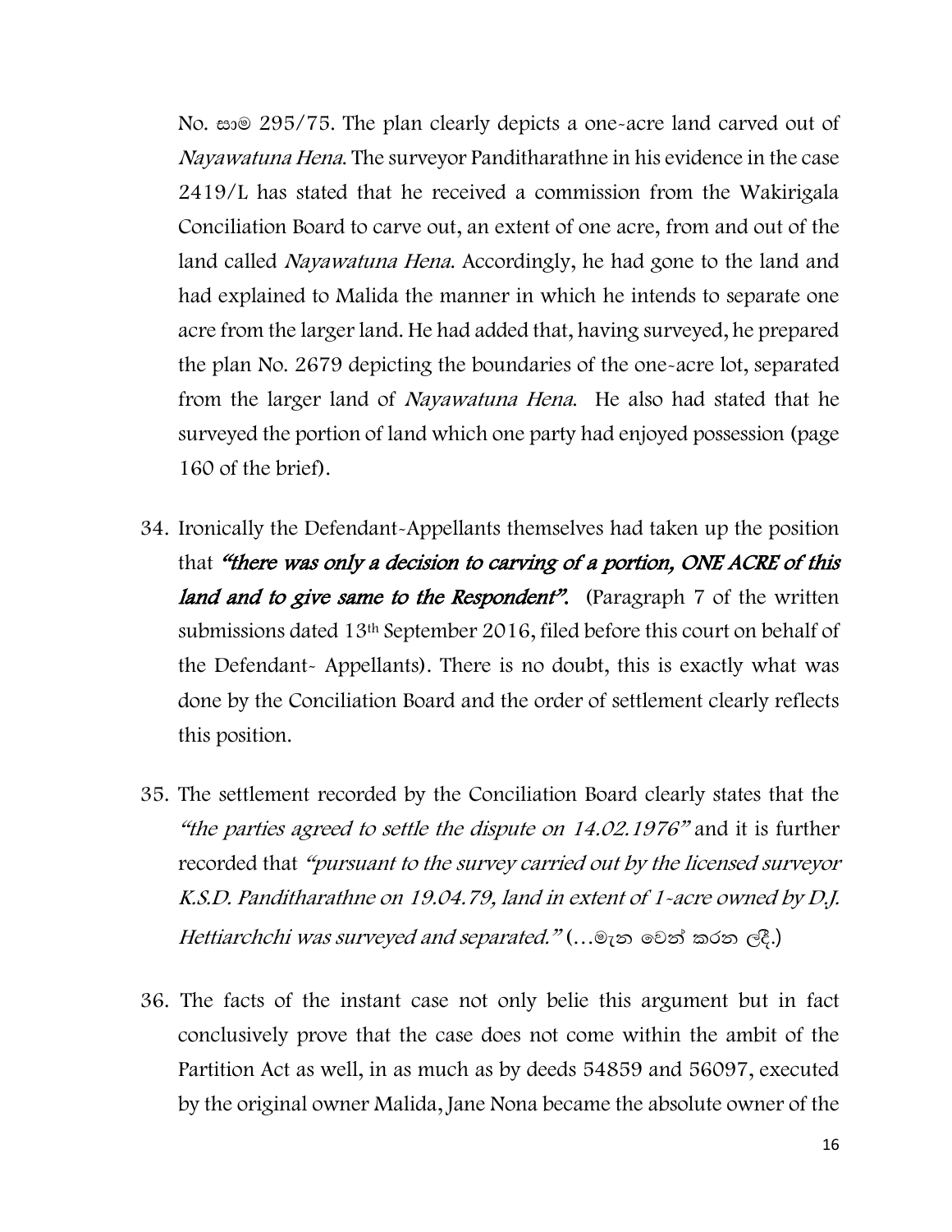No. සාම 295/75. The plan clearly depicts a one-acre land carved out of *Nayawatuna Hena*. The surveyor Panditharathne in his evidence in the case 2419/L has stated that he received a commission from the Wakirigala Conciliation Board to carve out, an extent of one acre, from and out of the land called *Nayawatuna Hena*. Accordingly, he had gone to the land and had explained to Malida the manner in which he intends to separate one acre from the larger land. He had added that, having surveyed, he prepared the plan No. 2679 depicting the boundaries of the one-acre lot, separated from the larger land of *Nayawatuna Hena*. He also had stated that he surveyed the portion of land which one party had enjoyed possession (page 160 of the brief).

34. Ironically the Defendant-Appellants themselves had taken up the position that ***"there was only a decision to carving of a portion, ONE ACRE of this land and to give same to the Respondent".*** (Paragraph 7 of the written submissions dated 13th September 2016, filed before this court on behalf of the Defendant- Appellants). There is no doubt, this is exactly what was done by the Conciliation Board and the order of settlement clearly reflects this position.

35. The settlement recorded by the Conciliation Board clearly states that the *"the parties agreed to settle the dispute on 14.02.1976"* and it is further recorded that *"pursuant to the survey carried out by the licensed surveyor K.S.D. Panditharathne on 19.04.79, land in extent of 1-acre owned by D.J. Hettiarchchi was surveyed and separated."* (…මැන වෙන් කරන ලදී.)

36. The facts of the instant case not only belie this argument but in fact conclusively prove that the case does not come within the ambit of the Partition Act as well, in as much as by deeds 54859 and 56097, executed by the original owner Malida, Jane Nona became the absolute owner of the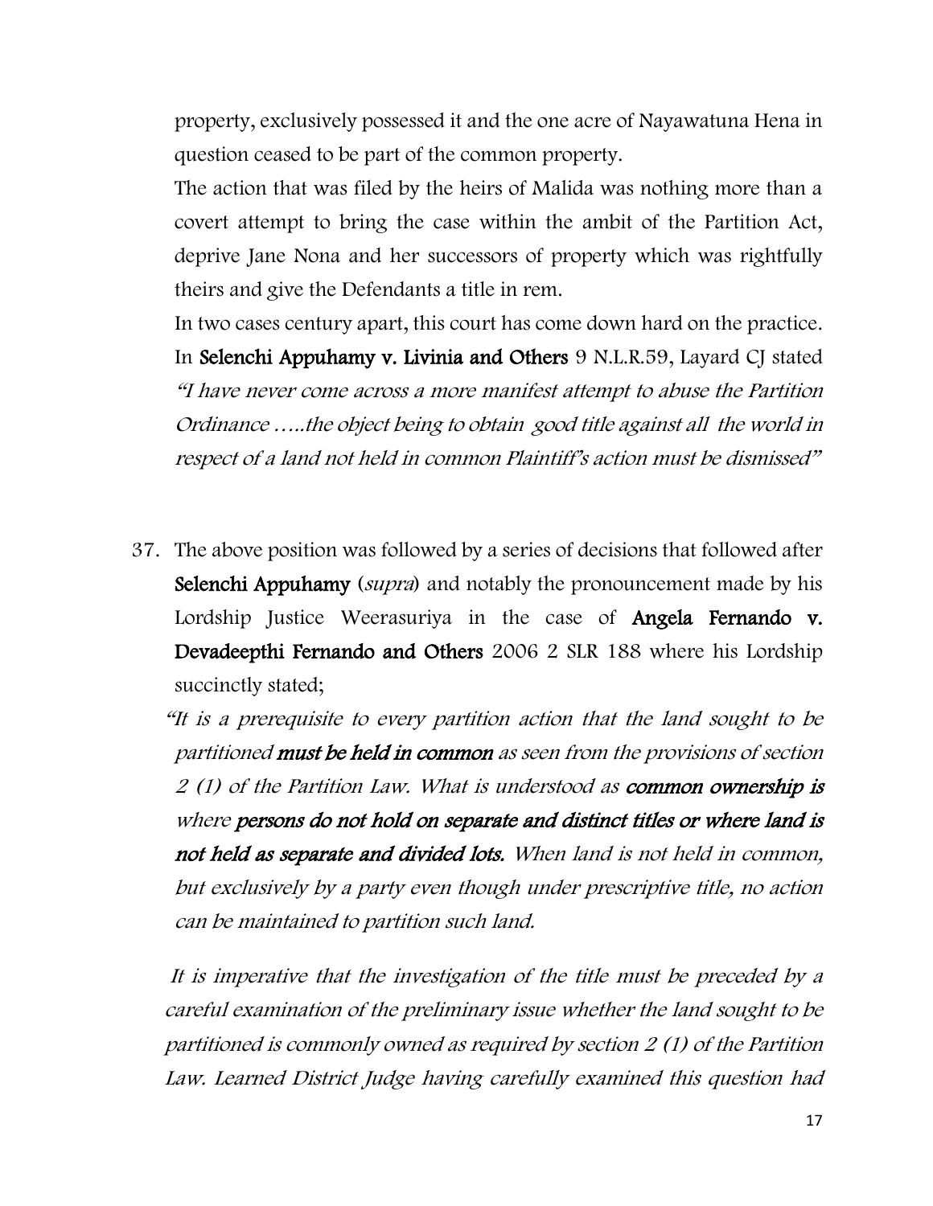property, exclusively possessed it and the one acre of Nayawatuna Hena in question ceased to be part of the common property.

The action that was filed by the heirs of Malida was nothing more than a covert attempt to bring the case within the ambit of the Partition Act, deprive Jane Nona and her successors of property which was rightfully theirs and give the Defendants a title in rem.

In two cases century apart, this court has come down hard on the practice. In **Selenchi Appuhamy v. Livinia and Others** 9 N.L.R.59, Layard CJ stated *"I have never come across a more manifest attempt to abuse the Partition Ordinance …..the object being to obtain good title against all the world in respect of a land not held in common Plaintiff's action must be dismissed"*

37. The above position was followed by a series of decisions that followed after **Selenchi Appuhamy** (*supra*) and notably the pronouncement made by his Lordship Justice Weerasuriya in the case of **Angela Fernando v. Devadeepthi Fernando and Others** 2006 2 SLR 188 where his Lordship succinctly stated;

*"It is a prerequisite to every partition action that the land sought to be partitioned **must be held in common** as seen from the provisions of section 2 (1) of the Partition Law. What is understood as **common ownership is** where **persons do not hold on separate and distinct titles or where land is not held as separate and divided lots.** When land is not held in common, but exclusively by a party even though under prescriptive title, no action can be maintained to partition such land.*

*It is imperative that the investigation of the title must be preceded by a careful examination of the preliminary issue whether the land sought to be partitioned is commonly owned as required by section 2 (1) of the Partition Law. Learned District Judge having carefully examined this question had*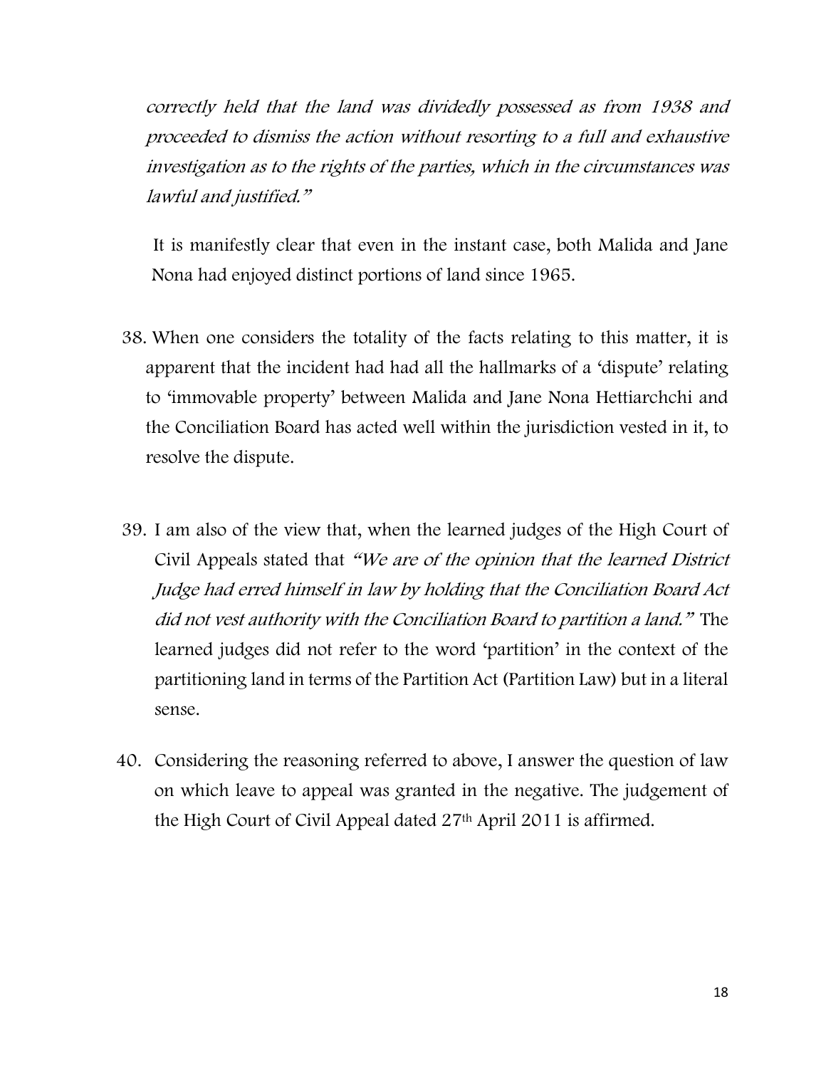*correctly held that the land was dividedly possessed as from 1938 and proceeded to dismiss the action without resorting to a full and exhaustive investigation as to the rights of the parties, which in the circumstances was lawful and justified."*

It is manifestly clear that even in the instant case, both Malida and Jane Nona had enjoyed distinct portions of land since 1965.

38. When one considers the totality of the facts relating to this matter, it is apparent that the incident had had all the hallmarks of a 'dispute' relating to 'immovable property' between Malida and Jane Nona Hettiarchchi and the Conciliation Board has acted well within the jurisdiction vested in it, to resolve the dispute.

39. I am also of the view that, when the learned judges of the High Court of Civil Appeals stated that *"We are of the opinion that the learned District Judge had erred himself in law by holding that the Conciliation Board Act did not vest authority with the Conciliation Board to partition a land."* The learned judges did not refer to the word 'partition' in the context of the partitioning land in terms of the Partition Act (Partition Law) but in a literal sense.

40. Considering the reasoning referred to above, I answer the question of law on which leave to appeal was granted in the negative. The judgement of the High Court of Civil Appeal dated 27th April 2011 is affirmed.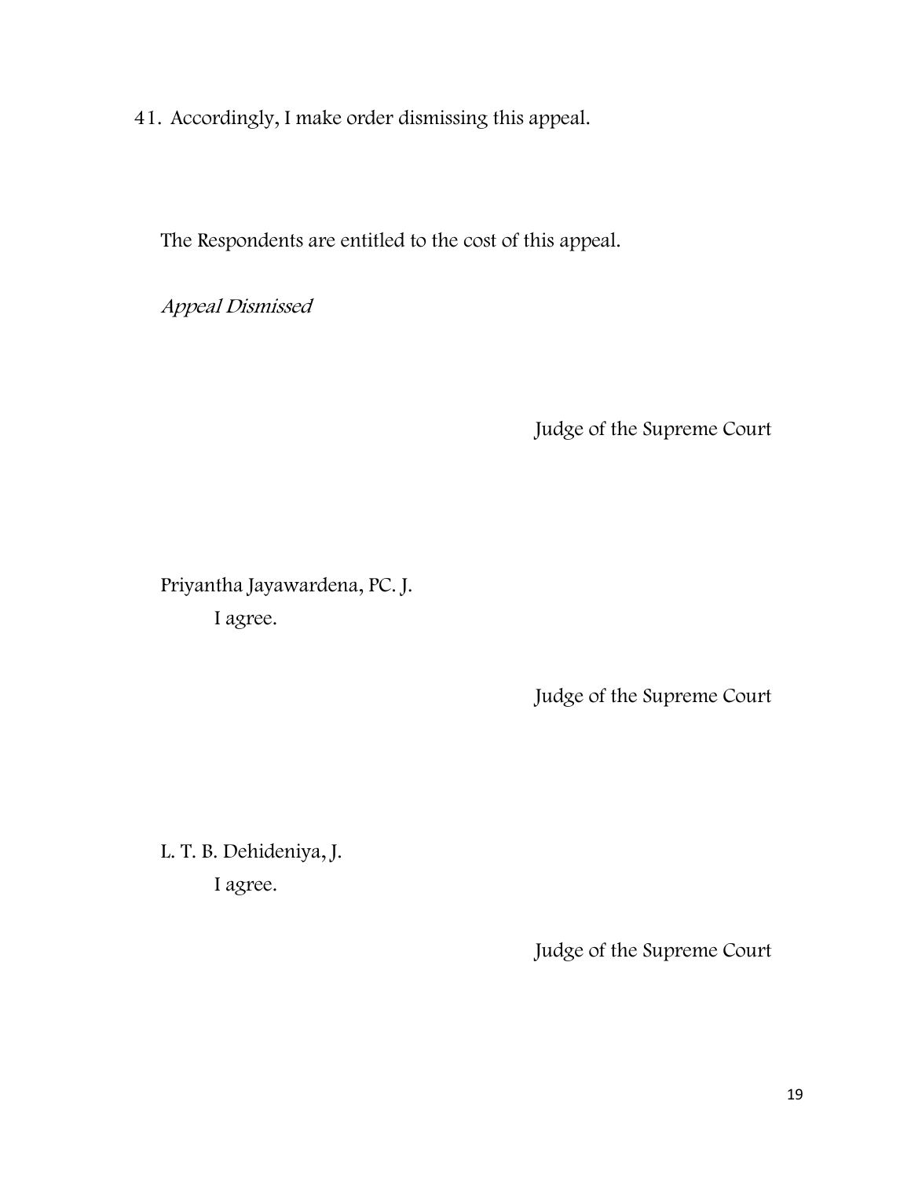41. Accordingly, I make order dismissing this appeal.

The Respondents are entitled to the cost of this appeal.

*Appeal Dismissed*

Judge of the Supreme Court

Priyantha Jayawardena, PC. J.

I agree.

Judge of the Supreme Court

L. T. B. Dehideniya, J.

I agree.

Judge of the Supreme Court